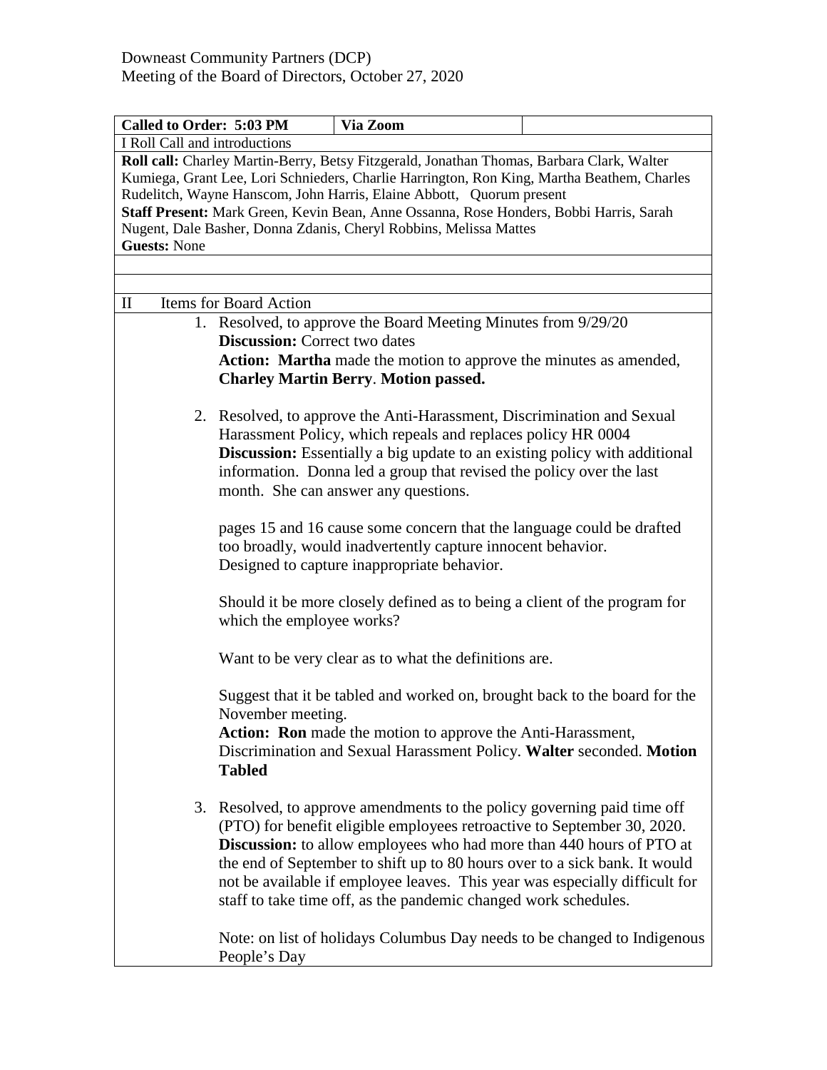Downeast Community Partners (DCP)
Meeting of the Board of Directors, October 27, 2020

| **Called to Order: 5:03 PM** | **Via Zoom** | |
|---|---|---|
| I Roll Call and introductions | | |
| **Roll call:** Charley Martin-Berry, Betsy Fitzgerald, Jonathan Thomas, Barbara Clark, Walter Kumiega, Grant Lee, Lori Schnieders, Charlie Harrington, Ron King, Martha Beathem, Charles Rudelitch, Wayne Hanscom, John Harris, Elaine Abbott, Quorum present<br>**Staff Present:** Mark Green, Kevin Bean, Anne Ossanna, Rose Honders, Bobbi Harris, Sarah Nugent, Dale Basher, Donna Zdanis, Cheryl Robbins, Melissa Mattes<br>**Guests:** None | | |
| | | |
| | | |
| II Items for Board Action | | |

1. Resolved, to approve the Board Meeting Minutes from 9/29/20
   **Discussion:** Correct two dates
   **Action: Martha** made the motion to approve the minutes as amended, **Charley Martin Berry**. **Motion passed.**

2. Resolved, to approve the Anti-Harassment, Discrimination and Sexual Harassment Policy, which repeals and replaces policy HR 0004
   **Discussion:** Essentially a big update to an existing policy with additional information. Donna led a group that revised the policy over the last month. She can answer any questions.

   pages 15 and 16 cause some concern that the language could be drafted too broadly, would inadvertently capture innocent behavior. Designed to capture inappropriate behavior.

   Should it be more closely defined as to being a client of the program for which the employee works?

   Want to be very clear as to what the definitions are.

   Suggest that it be tabled and worked on, brought back to the board for the November meeting.
   **Action: Ron** made the motion to approve the Anti-Harassment, Discrimination and Sexual Harassment Policy. **Walter** seconded. **Motion Tabled**

3. Resolved, to approve amendments to the policy governing paid time off (PTO) for benefit eligible employees retroactive to September 30, 2020.
   **Discussion:** to allow employees who had more than 440 hours of PTO at the end of September to shift up to 80 hours over to a sick bank. It would not be available if employee leaves. This year was especially difficult for staff to take time off, as the pandemic changed work schedules.

   Note: on list of holidays Columbus Day needs to be changed to Indigenous People's Day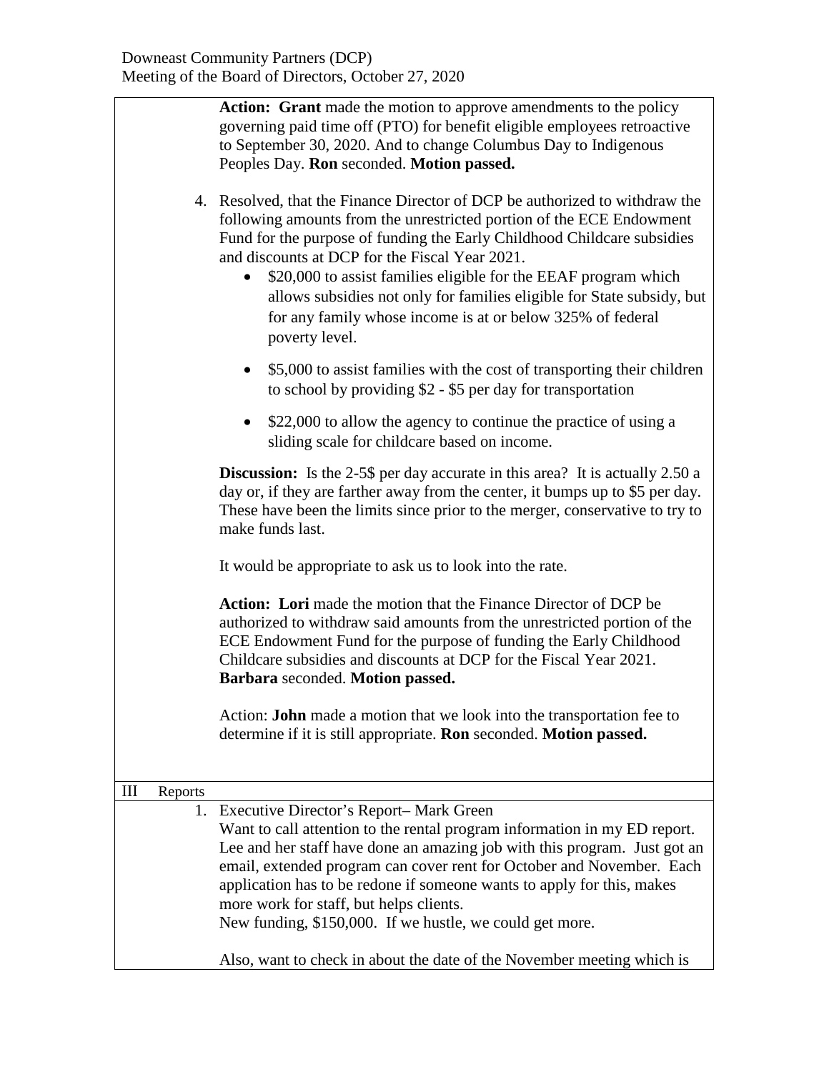Downeast Community Partners (DCP)
Meeting of the Board of Directors, October 27, 2020

**Action: Grant** made the motion to approve amendments to the policy governing paid time off (PTO) for benefit eligible employees retroactive to September 30, 2020. And to change Columbus Day to Indigenous Peoples Day. **Ron** seconded. **Motion passed.**

4. Resolved, that the Finance Director of DCP be authorized to withdraw the following amounts from the unrestricted portion of the ECE Endowment Fund for the purpose of funding the Early Childhood Childcare subsidies and discounts at DCP for the Fiscal Year 2021.
   - \$20,000 to assist families eligible for the EEAF program which allows subsidies not only for families eligible for State subsidy, but for any family whose income is at or below 325% of federal poverty level.
   - \$5,000 to assist families with the cost of transporting their children to school by providing \$2 - \$5 per day for transportation
   - \$22,000 to allow the agency to continue the practice of using a sliding scale for childcare based on income.

**Discussion:** Is the 2-5\$ per day accurate in this area? It is actually 2.50 a day or, if they are farther away from the center, it bumps up to \$5 per day. These have been the limits since prior to the merger, conservative to try to make funds last.

It would be appropriate to ask us to look into the rate.

**Action: Lori** made the motion that the Finance Director of DCP be authorized to withdraw said amounts from the unrestricted portion of the ECE Endowment Fund for the purpose of funding the Early Childhood Childcare subsidies and discounts at DCP for the Fiscal Year 2021. **Barbara** seconded. **Motion passed.**

Action: **John** made a motion that we look into the transportation fee to determine if it is still appropriate. **Ron** seconded. **Motion passed.**

## III Reports

1. Executive Director's Report– Mark Green

   Want to call attention to the rental program information in my ED report. Lee and her staff have done an amazing job with this program. Just got an email, extended program can cover rent for October and November. Each application has to be redone if someone wants to apply for this, makes more work for staff, but helps clients.

   New funding, \$150,000. If we hustle, we could get more.

   Also, want to check in about the date of the November meeting which is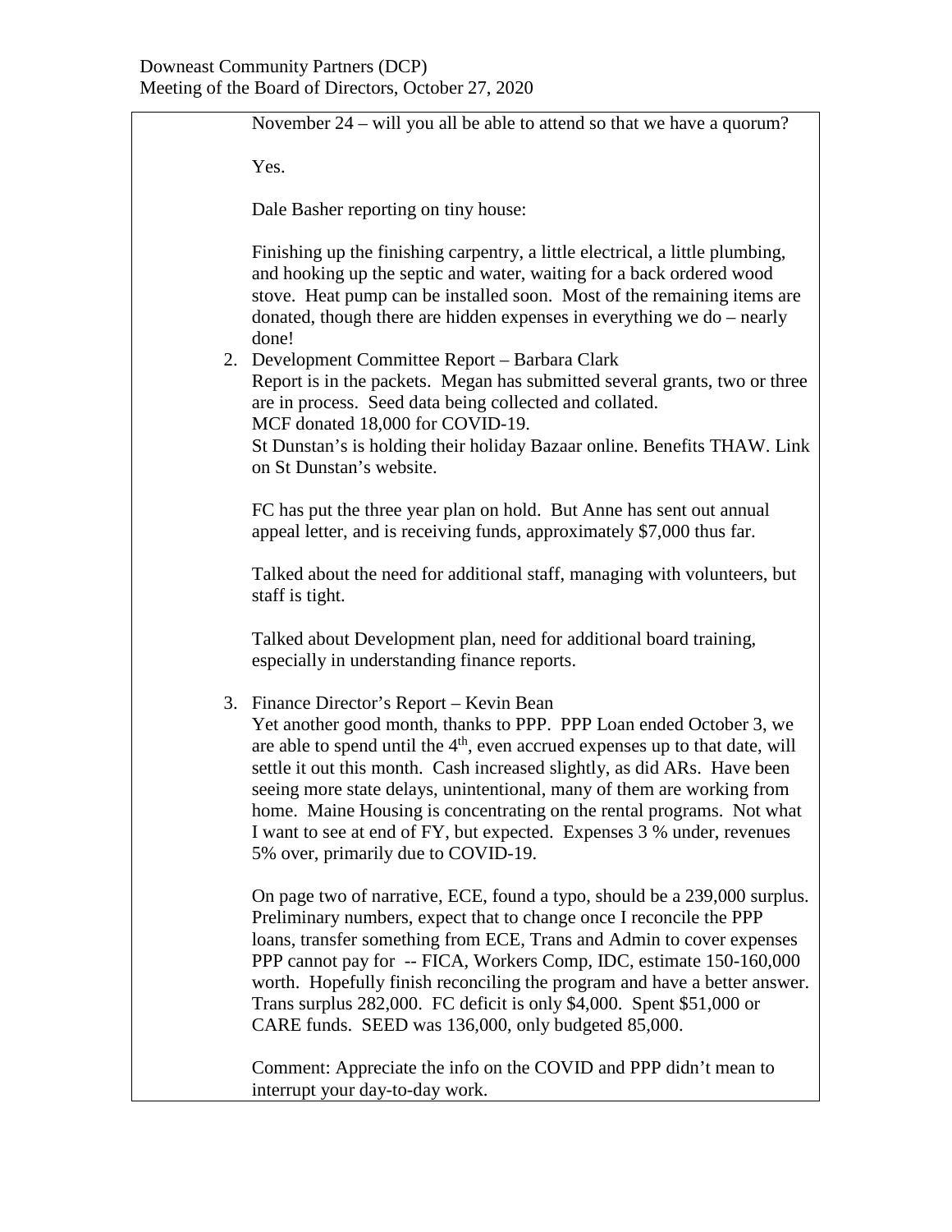November 24 – will you all be able to attend so that we have a quorum?

Yes.

Dale Basher reporting on tiny house:

Finishing up the finishing carpentry, a little electrical, a little plumbing, and hooking up the septic and water, waiting for a back ordered wood stove. Heat pump can be installed soon. Most of the remaining items are donated, though there are hidden expenses in everything we do – nearly done!

2. Development Committee Report – Barbara Clark
   Report is in the packets. Megan has submitted several grants, two or three are in process. Seed data being collected and collated.
   MCF donated 18,000 for COVID-19.
   St Dunstan's is holding their holiday Bazaar online. Benefits THAW. Link on St Dunstan's website.

   FC has put the three year plan on hold. But Anne has sent out annual appeal letter, and is receiving funds, approximately $7,000 thus far.

   Talked about the need for additional staff, managing with volunteers, but staff is tight.

   Talked about Development plan, need for additional board training, especially in understanding finance reports.

3. Finance Director's Report – Kevin Bean
   Yet another good month, thanks to PPP. PPP Loan ended October 3, we are able to spend until the 4th, even accrued expenses up to that date, will settle it out this month. Cash increased slightly, as did ARs. Have been seeing more state delays, unintentional, many of them are working from home. Maine Housing is concentrating on the rental programs. Not what I want to see at end of FY, but expected. Expenses 3 % under, revenues 5% over, primarily due to COVID-19.

   On page two of narrative, ECE, found a typo, should be a 239,000 surplus. Preliminary numbers, expect that to change once I reconcile the PPP loans, transfer something from ECE, Trans and Admin to cover expenses PPP cannot pay for -- FICA, Workers Comp, IDC, estimate 150-160,000 worth. Hopefully finish reconciling the program and have a better answer. Trans surplus 282,000. FC deficit is only $4,000. Spent $51,000 or CARE funds. SEED was 136,000, only budgeted 85,000.

   Comment: Appreciate the info on the COVID and PPP didn't mean to interrupt your day-to-day work.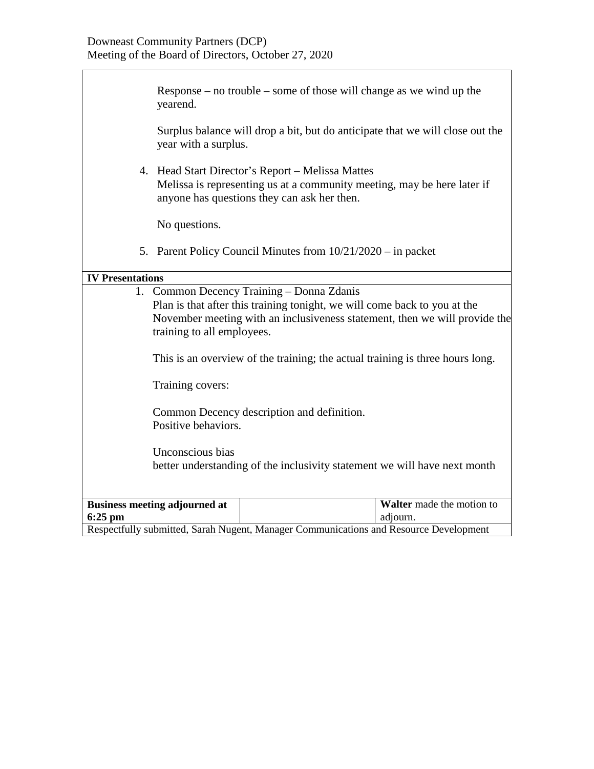Downeast Community Partners (DCP)
Meeting of the Board of Directors, October 27, 2020

Response – no trouble – some of those will change as we wind up the yearend.

Surplus balance will drop a bit, but do anticipate that we will close out the year with a surplus.

4. Head Start Director's Report – Melissa Mattes
   Melissa is representing us at a community meeting, may be here later if anyone has questions they can ask her then.

   No questions.

5. Parent Policy Council Minutes from 10/21/2020 – in packet

**IV Presentations**

1. Common Decency Training – Donna Zdanis
   Plan is that after this training tonight, we will come back to you at the November meeting with an inclusiveness statement, then we will provide the training to all employees.

   This is an overview of the training; the actual training is three hours long.

   Training covers:

   Common Decency description and definition.
   Positive behaviors.

   Unconscious bias
   better understanding of the inclusivity statement we will have next month

| | | |
|---|---|---|
| **Business meeting adjourned at 6:25 pm** | | **Walter** made the motion to adjourn. |

Respectfully submitted, Sarah Nugent, Manager Communications and Resource Development